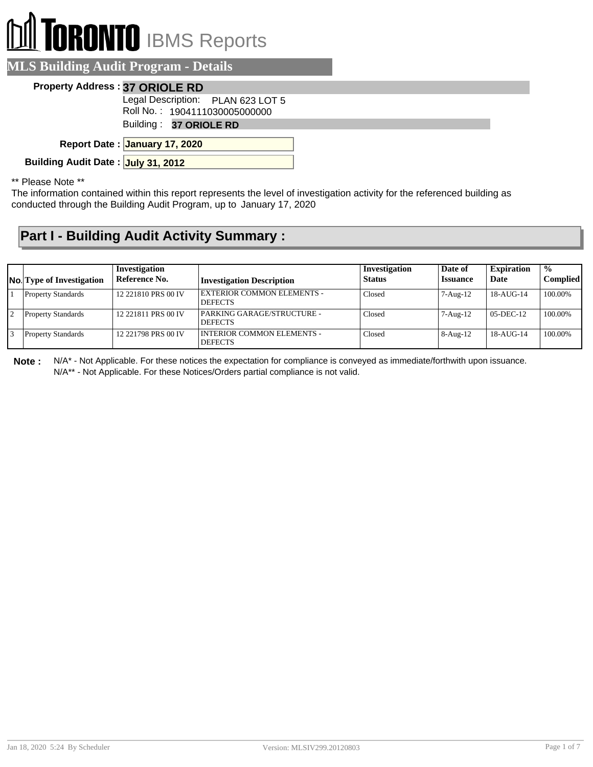TORONTO IBMS Reports

## MLS Building Audit Program - Details

**Property Address :** **37 ORIOLE RD**

Legal Description: PLAN 623 LOT 5

Roll No. : 1904111030005000000

Building : **37 ORIOLE RD**

**Report Date :** **January 17, 2020**

**Building Audit Date :** **July 31, 2012**

** Please Note **

The information contained within this report represents the level of investigation activity for the referenced building as conducted through the Building Audit Program, up to January 17, 2020

## Part I - Building Audit Activity Summary :

| No. | Type of Investigation | Investigation Reference No. | Investigation Description | Investigation Status | Date of Issuance | Expiration Date | % Complied |
|---|---|---|---|---|---|---|---|
| 1 | Property Standards | 12 221810 PRS 00 IV | EXTERIOR COMMON ELEMENTS - DEFECTS | Closed | 7-Aug-12 | 18-AUG-14 | 100.00% |
| 2 | Property Standards | 12 221811 PRS 00 IV | PARKING GARAGE/STRUCTURE - DEFECTS | Closed | 7-Aug-12 | 05-DEC-12 | 100.00% |
| 3 | Property Standards | 12 221798 PRS 00 IV | INTERIOR COMMON ELEMENTS - DEFECTS | Closed | 8-Aug-12 | 18-AUG-14 | 100.00% |

**Note :** N/A* - Not Applicable. For these notices the expectation for compliance is conveyed as immediate/forthwith upon issuance.
N/A** - Not Applicable. For these Notices/Orders partial compliance is not valid.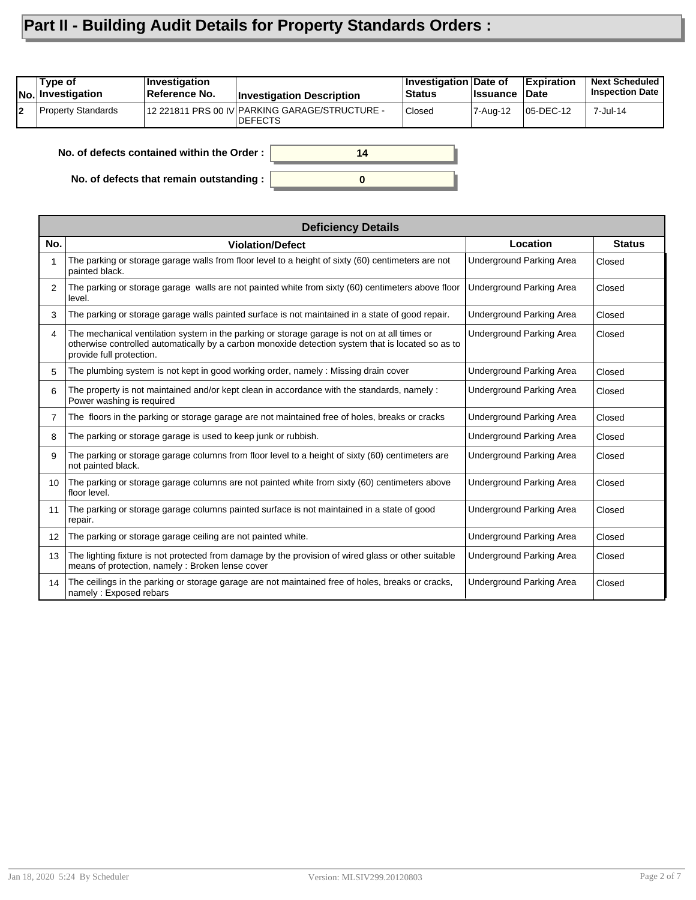# Part II - Building Audit Details for Property Standards Orders :

| No. | Type of Investigation | Investigation Reference No. | Investigation Description | Investigation Status | Date of Issuance | Expiration Date | Next Scheduled Inspection Date |
|---|---|---|---|---|---|---|---|
| 2 | Property Standards | 12 221811 PRS 00 IV | PARKING GARAGE/STRUCTURE - DEFECTS | Closed | 7-Aug-12 | 05-DEC-12 | 7-Jul-14 |

**No. of defects contained within the Order :** 14

**No. of defects that remain outstanding :** 0

| Deficiency Details | | | |
|---|---|---|---|
| **No.** | **Violation/Defect** | **Location** | **Status** |
| 1 | The parking or storage garage walls from floor level to a height of sixty (60) centimeters are not painted black. | Underground Parking Area | Closed |
| 2 | The parking or storage garage walls are not painted white from sixty (60) centimeters above floor level. | Underground Parking Area | Closed |
| 3 | The parking or storage garage walls painted surface is not maintained in a state of good repair. | Underground Parking Area | Closed |
| 4 | The mechanical ventilation system in the parking or storage garage is not on at all times or otherwise controlled automatically by a carbon monoxide detection system that is located so as to provide full protection. | Underground Parking Area | Closed |
| 5 | The plumbing system is not kept in good working order, namely : Missing drain cover | Underground Parking Area | Closed |
| 6 | The property is not maintained and/or kept clean in accordance with the standards, namely : Power washing is required | Underground Parking Area | Closed |
| 7 | The floors in the parking or storage garage are not maintained free of holes, breaks or cracks | Underground Parking Area | Closed |
| 8 | The parking or storage garage is used to keep junk or rubbish. | Underground Parking Area | Closed |
| 9 | The parking or storage garage columns from floor level to a height of sixty (60) centimeters are not painted black. | Underground Parking Area | Closed |
| 10 | The parking or storage garage columns are not painted white from sixty (60) centimeters above floor level. | Underground Parking Area | Closed |
| 11 | The parking or storage garage columns painted surface is not maintained in a state of good repair. | Underground Parking Area | Closed |
| 12 | The parking or storage garage ceiling are not painted white. | Underground Parking Area | Closed |
| 13 | The lighting fixture is not protected from damage by the provision of wired glass or other suitable means of protection, namely : Broken lense cover | Underground Parking Area | Closed |
| 14 | The ceilings in the parking or storage garage are not maintained free of holes, breaks or cracks, namely : Exposed rebars | Underground Parking Area | Closed |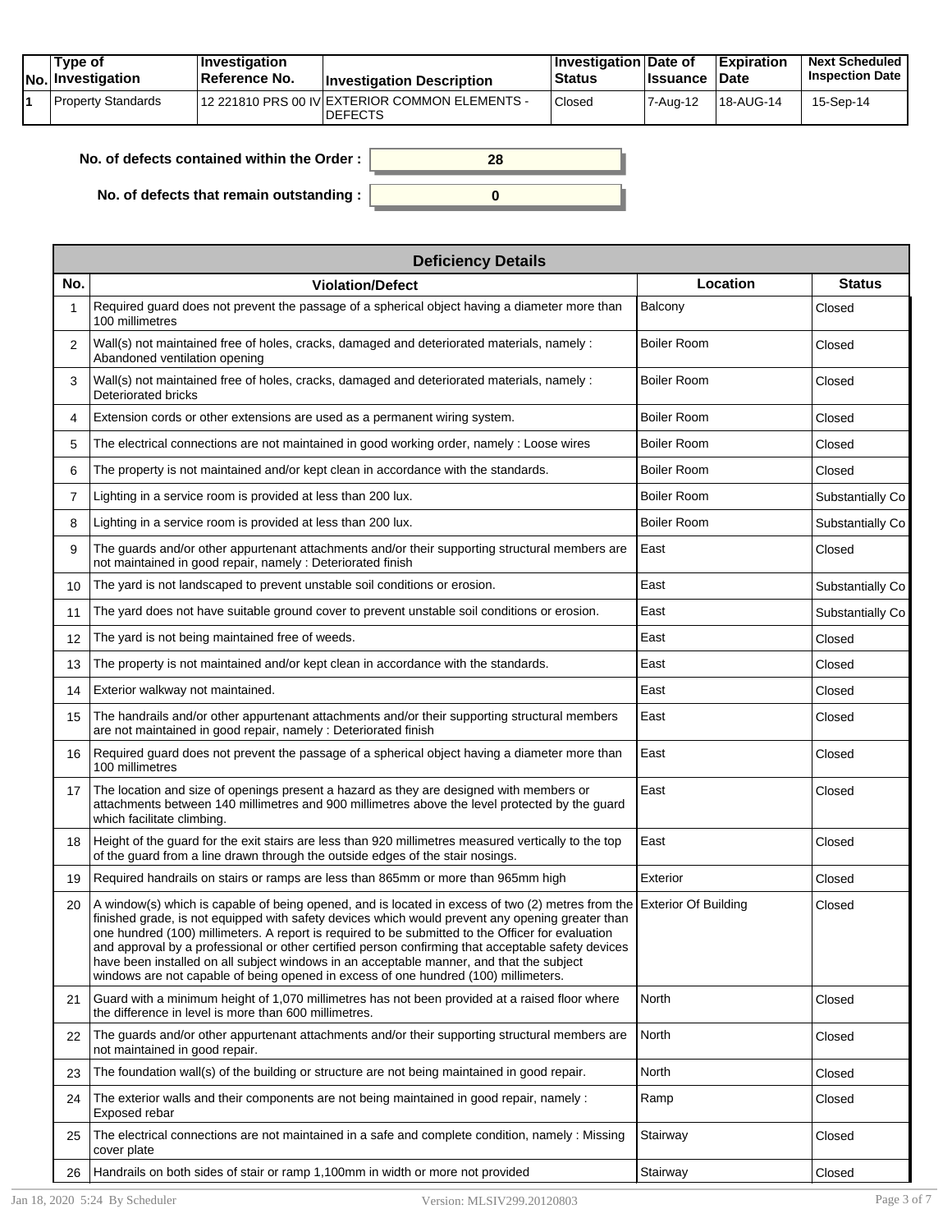| No. | Type of Investigation | Investigation Reference No. | Investigation Description | Investigation Status | Date of Issuance | Expiration Date | Next Scheduled Inspection Date |
|---|---|---|---|---|---|---|---|
| 1 | Property Standards | 12 221810 PRS 00 IV | EXTERIOR COMMON ELEMENTS - DEFECTS | Closed | 7-Aug-12 | 18-AUG-14 | 15-Sep-14 |

**No. of defects contained within the Order :** 28

**No. of defects that remain outstanding :** 0

| Deficiency Details | | | |
|---|---|---|---|
| **No.** | **Violation/Defect** | **Location** | **Status** |
| 1 | Required guard does not prevent the passage of a spherical object having a diameter more than 100 millimetres | Balcony | Closed |
| 2 | Wall(s) not maintained free of holes, cracks, damaged and deteriorated materials, namely : Abandoned ventilation opening | Boiler Room | Closed |
| 3 | Wall(s) not maintained free of holes, cracks, damaged and deteriorated materials, namely : Deteriorated bricks | Boiler Room | Closed |
| 4 | Extension cords or other extensions are used as a permanent wiring system. | Boiler Room | Closed |
| 5 | The electrical connections are not maintained in good working order, namely : Loose wires | Boiler Room | Closed |
| 6 | The property is not maintained and/or kept clean in accordance with the standards. | Boiler Room | Closed |
| 7 | Lighting in a service room is provided at less than 200 lux. | Boiler Room | Substantially Co |
| 8 | Lighting in a service room is provided at less than 200 lux. | Boiler Room | Substantially Co |
| 9 | The guards and/or other appurtenant attachments and/or their supporting structural members are not maintained in good repair, namely : Deteriorated finish | East | Closed |
| 10 | The yard is not landscaped to prevent unstable soil conditions or erosion. | East | Substantially Co |
| 11 | The yard does not have suitable ground cover to prevent unstable soil conditions or erosion. | East | Substantially Co |
| 12 | The yard is not being maintained free of weeds. | East | Closed |
| 13 | The property is not maintained and/or kept clean in accordance with the standards. | East | Closed |
| 14 | Exterior walkway not maintained. | East | Closed |
| 15 | The handrails and/or other appurtenant attachments and/or their supporting structural members are not maintained in good repair, namely : Deteriorated finish | East | Closed |
| 16 | Required guard does not prevent the passage of a spherical object having a diameter more than 100 millimetres | East | Closed |
| 17 | The location and size of openings present a hazard as they are designed with members or attachments between 140 millimetres and 900 millimetres above the level protected by the guard which facilitate climbing. | East | Closed |
| 18 | Height of the guard for the exit stairs are less than 920 millimetres measured vertically to the top of the guard from a line drawn through the outside edges of the stair nosings. | East | Closed |
| 19 | Required handrails on stairs or ramps are less than 865mm or more than 965mm high | Exterior | Closed |
| 20 | A window(s) which is capable of being opened, and is located in excess of two (2) metres from the finished grade, is not equipped with safety devices which would prevent any opening greater than one hundred (100) millimeters. A report is required to be submitted to the Officer for evaluation and approval by a professional or other certified person confirming that acceptable safety devices have been installed on all subject windows in an acceptable manner, and that the subject windows are not capable of being opened in excess of one hundred (100) millimeters. | Exterior Of Building | Closed |
| 21 | Guard with a minimum height of 1,070 millimetres has not been provided at a raised floor where the difference in level is more than 600 millimetres. | North | Closed |
| 22 | The guards and/or other appurtenant attachments and/or their supporting structural members are not maintained in good repair. | North | Closed |
| 23 | The foundation wall(s) of the building or structure are not being maintained in good repair. | North | Closed |
| 24 | The exterior walls and their components are not being maintained in good repair, namely : Exposed rebar | Ramp | Closed |
| 25 | The electrical connections are not maintained in a safe and complete condition, namely : Missing cover plate | Stairway | Closed |
| 26 | Handrails on both sides of stair or ramp 1,100mm in width or more not provided | Stairway | Closed |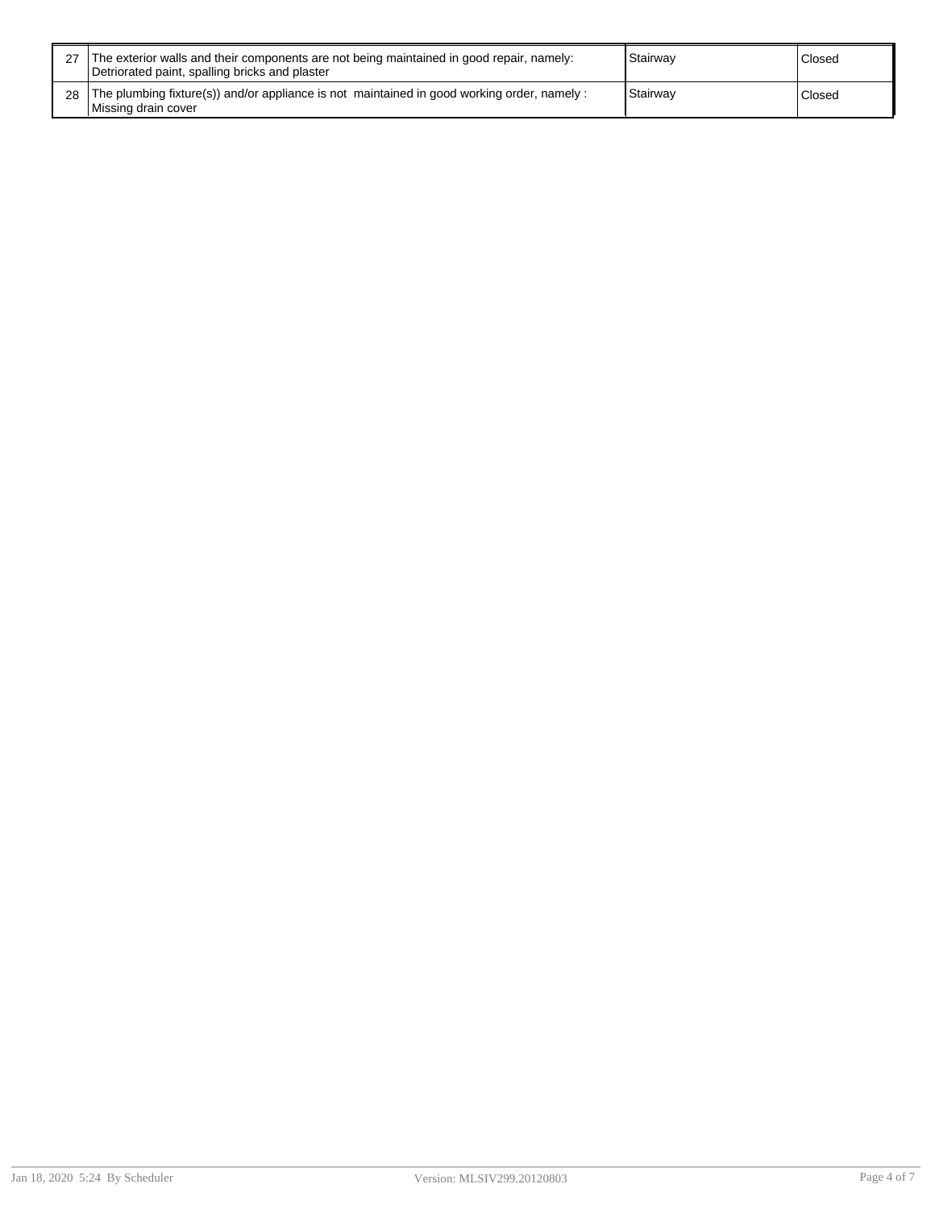| | | | |
|---|---|---|---|
| 27 | The exterior walls and their components are not being maintained in good repair, namely: Detriorated paint, spalling bricks and plaster | Stairway | Closed |
| 28 | The plumbing fixture(s)) and/or appliance is not maintained in good working order, namely : Missing drain cover | Stairway | Closed |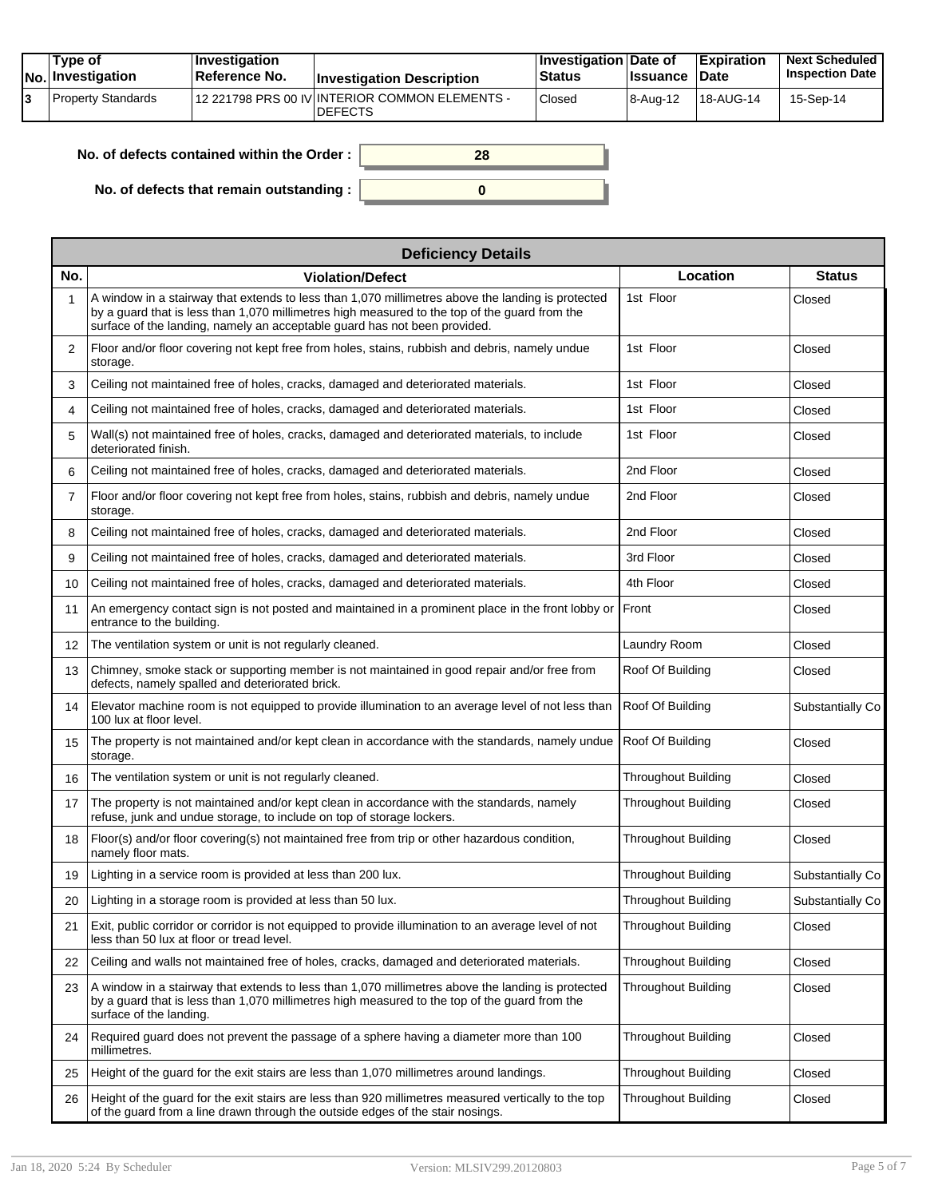| No. | Type of Investigation | Investigation Reference No. | Investigation Description | Investigation Status | Date of Issuance | Expiration Date | Next Scheduled Inspection Date |
| --- | --- | --- | --- | --- | --- | --- | --- |
| 3 | Property Standards | 12 221798 PRS 00 IV | INTERIOR COMMON ELEMENTS - DEFECTS | Closed | 8-Aug-12 | 18-AUG-14 | 15-Sep-14 |

**No. of defects contained within the Order :** 28

**No. of defects that remain outstanding :** 0

| Deficiency Details | | | |
| --- | --- | --- | --- |
| **No.** | **Violation/Defect** | **Location** | **Status** |
| 1 | A window in a stairway that extends to less than 1,070 millimetres above the landing is protected by a guard that is less than 1,070 millimetres high measured to the top of the guard from the surface of the landing, namely an acceptable guard has not been provided. | 1st Floor | Closed |
| 2 | Floor and/or floor covering not kept free from holes, stains, rubbish and debris, namely undue storage. | 1st Floor | Closed |
| 3 | Ceiling not maintained free of holes, cracks, damaged and deteriorated materials. | 1st Floor | Closed |
| 4 | Ceiling not maintained free of holes, cracks, damaged and deteriorated materials. | 1st Floor | Closed |
| 5 | Wall(s) not maintained free of holes, cracks, damaged and deteriorated materials, to include deteriorated finish. | 1st Floor | Closed |
| 6 | Ceiling not maintained free of holes, cracks, damaged and deteriorated materials. | 2nd Floor | Closed |
| 7 | Floor and/or floor covering not kept free from holes, stains, rubbish and debris, namely undue storage. | 2nd Floor | Closed |
| 8 | Ceiling not maintained free of holes, cracks, damaged and deteriorated materials. | 2nd Floor | Closed |
| 9 | Ceiling not maintained free of holes, cracks, damaged and deteriorated materials. | 3rd Floor | Closed |
| 10 | Ceiling not maintained free of holes, cracks, damaged and deteriorated materials. | 4th Floor | Closed |
| 11 | An emergency contact sign is not posted and maintained in a prominent place in the front lobby or entrance to the building. | Front | Closed |
| 12 | The ventilation system or unit is not regularly cleaned. | Laundry Room | Closed |
| 13 | Chimney, smoke stack or supporting member is not maintained in good repair and/or free from defects, namely spalled and deteriorated brick. | Roof Of Building | Closed |
| 14 | Elevator machine room is not equipped to provide illumination to an average level of not less than 100 lux at floor level. | Roof Of Building | Substantially Co |
| 15 | The property is not maintained and/or kept clean in accordance with the standards, namely undue storage. | Roof Of Building | Closed |
| 16 | The ventilation system or unit is not regularly cleaned. | Throughout Building | Closed |
| 17 | The property is not maintained and/or kept clean in accordance with the standards, namely refuse, junk and undue storage, to include on top of storage lockers. | Throughout Building | Closed |
| 18 | Floor(s) and/or floor covering(s) not maintained free from trip or other hazardous condition, namely floor mats. | Throughout Building | Closed |
| 19 | Lighting in a service room is provided at less than 200 lux. | Throughout Building | Substantially Co |
| 20 | Lighting in a storage room is provided at less than 50 lux. | Throughout Building | Substantially Co |
| 21 | Exit, public corridor or corridor is not equipped to provide illumination to an average level of not less than 50 lux at floor or tread level. | Throughout Building | Closed |
| 22 | Ceiling and walls not maintained free of holes, cracks, damaged and deteriorated materials. | Throughout Building | Closed |
| 23 | A window in a stairway that extends to less than 1,070 millimetres above the landing is protected by a guard that is less than 1,070 millimetres high measured to the top of the guard from the surface of the landing. | Throughout Building | Closed |
| 24 | Required guard does not prevent the passage of a sphere having a diameter more than 100 millimetres. | Throughout Building | Closed |
| 25 | Height of the guard for the exit stairs are less than 1,070 millimetres around landings. | Throughout Building | Closed |
| 26 | Height of the guard for the exit stairs are less than 920 millimetres measured vertically to the top of the guard from a line drawn through the outside edges of the stair nosings. | Throughout Building | Closed |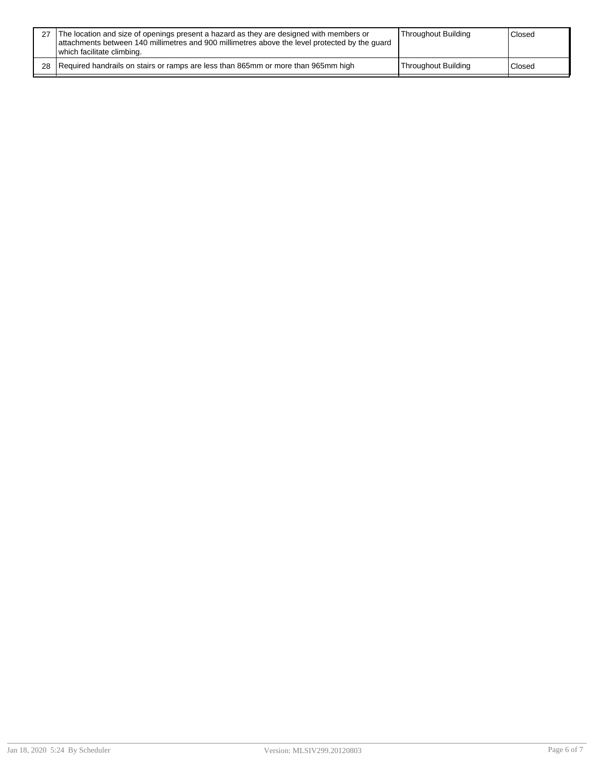| | | | |
|---|---|---|---|
| 27 | The location and size of openings present a hazard as they are designed with members or attachments between 140 millimetres and 900 millimetres above the level protected by the guard which facilitate climbing. | Throughout Building | Closed |
| 28 | Required handrails on stairs or ramps are less than 865mm or more than 965mm high | Throughout Building | Closed |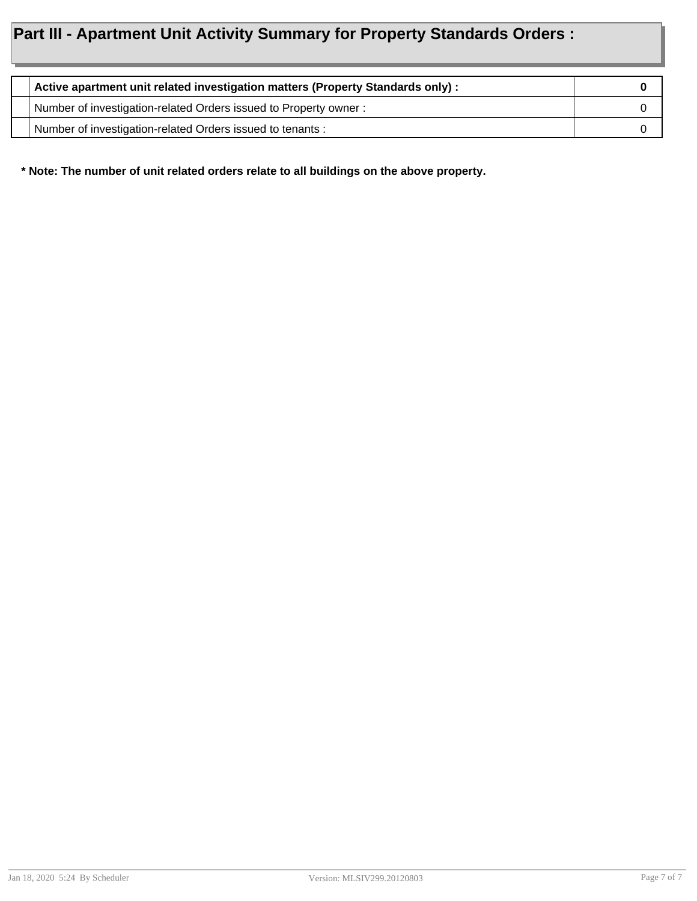# Part III - Apartment Unit Activity Summary for Property Standards Orders :

| | | |
|---|---|---|
| | **Active apartment unit related investigation matters (Property Standards only) :** | **0** |
| | Number of investigation-related Orders issued to Property owner : | 0 |
| | Number of investigation-related Orders issued to tenants : | 0 |

**\* Note: The number of unit related orders relate to all buildings on the above property.**